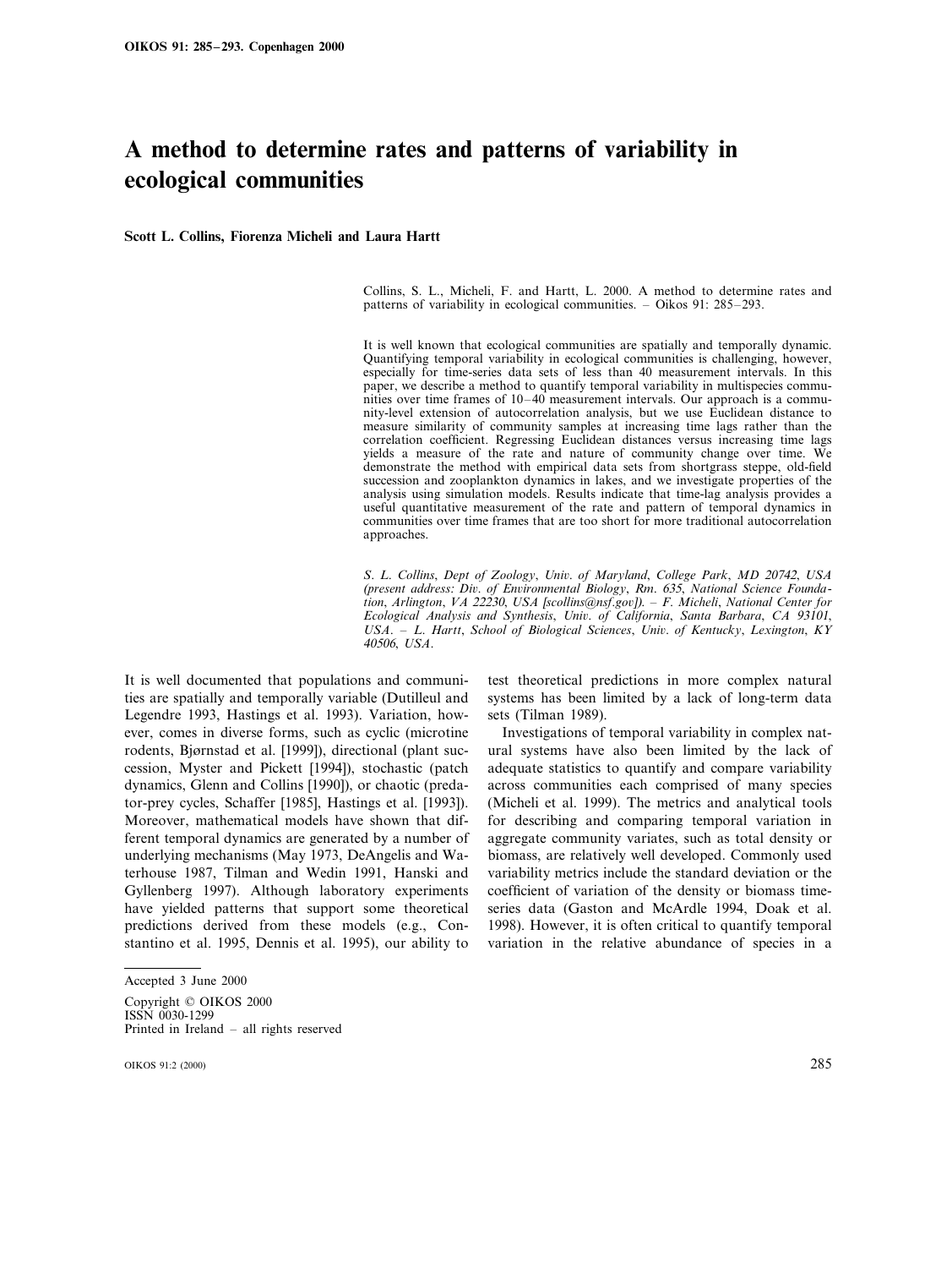# A method to determine rates and patterns of variability in ecological communities

**Scott L. Collins, Fiorenza Micheli and Laura Hartt**

Collins, S. L., Micheli, F. and Hartt, L. 2000. A method to determine rates and patterns of variability in ecological communities. – Oikos 91: 285–293.

It is well known that ecological communities are spatially and temporally dynamic. Quantifying temporal variability in ecological communities is challenging, however, especially for time-series data sets of less than 40 measurement intervals. In this paper, we describe a method to quantify temporal variability in multispecies communities over time frames of 10–40 measurement intervals. Our approach is a community-level extension of autocorrelation analysis, but we use Euclidean distance to measure similarity of community samples at increasing time lags rather than the correlation coefficient. Regressing Euclidean distances versus increasing time lags yields a measure of the rate and nature of community change over time. We demonstrate the method with empirical data sets from shortgrass steppe, old-field succession and zooplankton dynamics in lakes, and we investigate properties of the analysis using simulation models. Results indicate that time-lag analysis provides a useful quantitative measurement of the rate and pattern of temporal dynamics in communities over time frames that are too short for more traditional autocorrelation approaches.

*S. L. Collins, Dept of Zoology, Univ. of Maryland, College Park, MD 20742, USA (present address: Div. of Environmental Biology, Rm. 635, National Science Foundation, Arlington, VA 22230, USA [scollins@nsf.gov]). – F. Micheli, National Center for Ecological Analysis and Synthesis, Univ. of California, Santa Barbara, CA 93101, USA. – L. Hartt, School of Biological Sciences, Univ. of Kentucky, Lexington, KY 40506, USA.*

It is well documented that populations and communities are spatially and temporally variable (Dutilleul and Legendre 1993, Hastings et al. 1993). Variation, however, comes in diverse forms, such as cyclic (microtine rodents, Bjørnstad et al. [1999]), directional (plant succession, Myster and Pickett [1994]), stochastic (patch dynamics, Glenn and Collins [1990]), or chaotic (predator-prey cycles, Schaffer [1985], Hastings et al. [1993]). Moreover, mathematical models have shown that different temporal dynamics are generated by a number of underlying mechanisms (May 1973, DeAngelis and Waterhouse 1987, Tilman and Wedin 1991, Hanski and Gyllenberg 1997). Although laboratory experiments have yielded patterns that support some theoretical predictions derived from these models (e.g., Constantino et al. 1995, Dennis et al. 1995), our ability to test theoretical predictions in more complex natural systems has been limited by a lack of long-term data sets (Tilman 1989).

Investigations of temporal variability in complex natural systems have also been limited by the lack of adequate statistics to quantify and compare variability across communities each comprised of many species (Micheli et al. 1999). The metrics and analytical tools for describing and comparing temporal variation in aggregate community variates, such as total density or biomass, are relatively well developed. Commonly used variability metrics include the standard deviation or the coefficient of variation of the density or biomass time-series data (Gaston and McArdle 1994, Doak et al. 1998). However, it is often critical to quantify temporal variation in the relative abundance of species in a

Accepted 3 June 2000

Copyright © OIKOS 2000
ISSN 0030-1299
Printed in Ireland – all rights reserved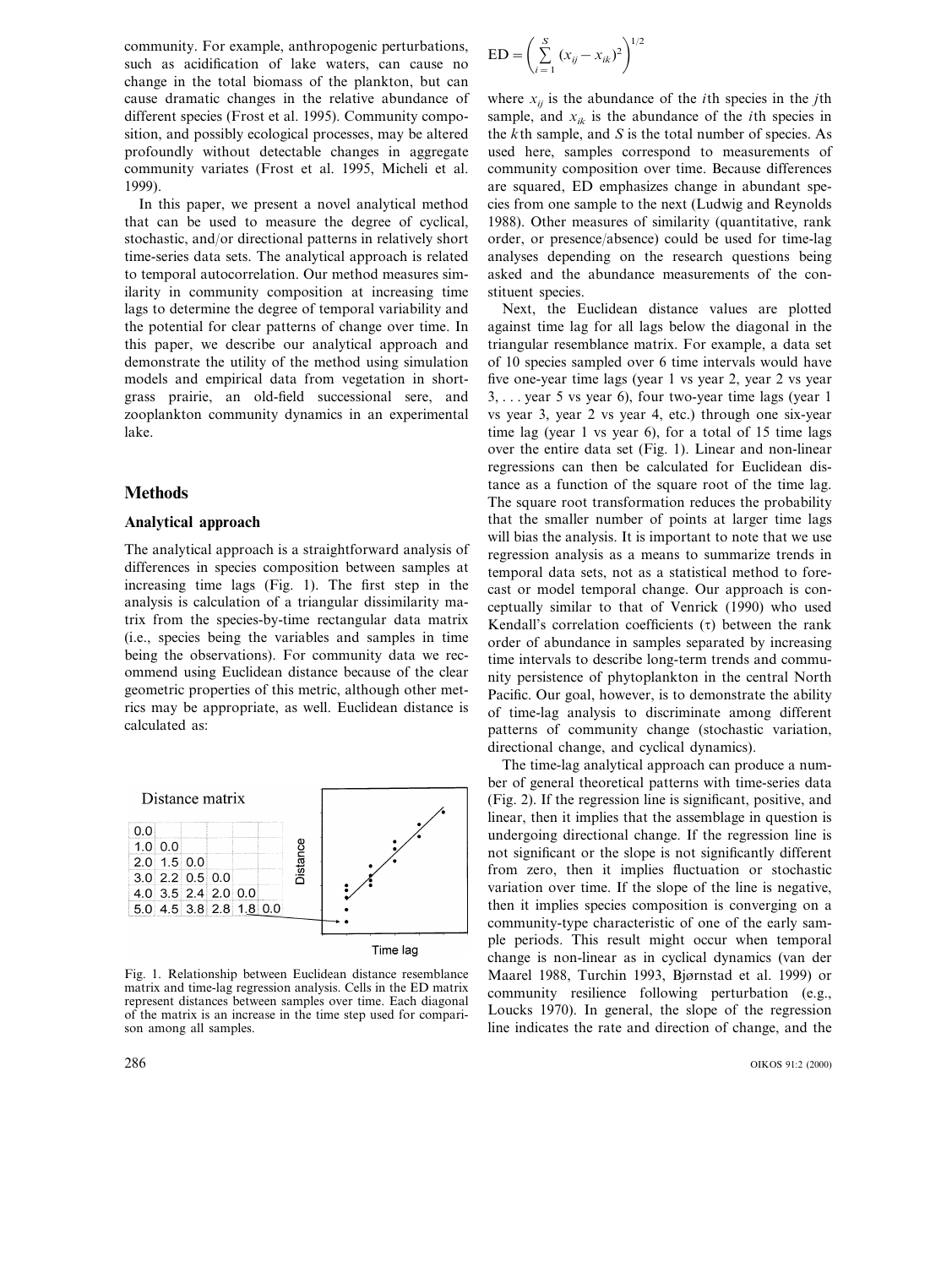community. For example, anthropogenic perturbations, such as acidification of lake waters, can cause no change in the total biomass of the plankton, but can cause dramatic changes in the relative abundance of different species (Frost et al. 1995). Community composition, and possibly ecological processes, may be altered profoundly without detectable changes in aggregate community variates (Frost et al. 1995, Micheli et al. 1999).

In this paper, we present a novel analytical method that can be used to measure the degree of cyclical, stochastic, and/or directional patterns in relatively short time-series data sets. The analytical approach is related to temporal autocorrelation. Our method measures similarity in community composition at increasing time lags to determine the degree of temporal variability and the potential for clear patterns of change over time. In this paper, we describe our analytical approach and demonstrate the utility of the method using simulation models and empirical data from vegetation in shortgrass prairie, an old-field successional sere, and zooplankton community dynamics in an experimental lake.

## Methods

### Analytical approach

The analytical approach is a straightforward analysis of differences in species composition between samples at increasing time lags (Fig. 1). The first step in the analysis is calculation of a triangular dissimilarity matrix from the species-by-time rectangular data matrix (i.e., species being the variables and samples in time being the observations). For community data we recommend using Euclidean distance because of the clear geometric properties of this metric, although other metrics may be appropriate, as well. Euclidean distance is calculated as:

$$\mathrm{ED} = \left( \sum_{i=1}^{S} (x_{ij} - x_{ik})^2 \right)^{1/2}$$

where $x_{ij}$ is the abundance of the $i$th species in the $j$th sample, and $x_{ik}$ is the abundance of the $i$th species in the $k$th sample, and $S$ is the total number of species. As used here, samples correspond to measurements of community composition over time. Because differences are squared, ED emphasizes change in abundant species from one sample to the next (Ludwig and Reynolds 1988). Other measures of similarity (quantitative, rank order, or presence/absence) could be used for time-lag analyses depending on the research questions being asked and the abundance measurements of the constituent species.

Next, the Euclidean distance values are plotted against time lag for all lags below the diagonal in the triangular resemblance matrix. For example, a data set of 10 species sampled over 6 time intervals would have five one-year time lags (year 1 vs year 2, year 2 vs year 3, . . . year 5 vs year 6), four two-year time lags (year 1 vs year 3, year 2 vs year 4, etc.) through one six-year time lag (year 1 vs year 6), for a total of 15 time lags over the entire data set (Fig. 1). Linear and non-linear regressions can then be calculated for Euclidean distance as a function of the square root of the time lag. The square root transformation reduces the probability that the smaller number of points at larger time lags will bias the analysis. It is important to note that we use regression analysis as a means to summarize trends in temporal data sets, not as a statistical method to forecast or model temporal change. Our approach is conceptually similar to that of Venrick (1990) who used Kendall's correlation coefficients ($\tau$) between the rank order of abundance in samples separated by increasing time intervals to describe long-term trends and community persistence of phytoplankton in the central North Pacific. Our goal, however, is to demonstrate the ability of time-lag analysis to discriminate among different patterns of community change (stochastic variation, directional change, and cyclical dynamics).

Distance matrix

| | | | | | |
|---|---|---|---|---|---|
| 0.0 | | | | | |
| 1.0 | 0.0 | | | | |
| 2.0 | 1.5 | 0.0 | | | |
| 3.0 | 2.2 | 0.5 | 0.0 | | |
| 4.0 | 3.5 | 2.4 | 2.0 | 0.0 | |
| 5.0 | 4.5 | 3.8 | 2.8 | 1.8 | 0.0 |

Fig. 1. Relationship between Euclidean distance resemblance matrix and time-lag regression analysis. Cells in the ED matrix represent distances between samples over time. Each diagonal of the matrix is an increase in the time step used for comparison among all samples.

The time-lag analytical approach can produce a number of general theoretical patterns with time-series data (Fig. 2). If the regression line is significant, positive, and linear, then it implies that the assemblage in question is undergoing directional change. If the regression line is not significant or the slope is not significantly different from zero, then it implies fluctuation or stochastic variation over time. If the slope of the line is negative, then it implies species composition is converging on a community-type characteristic of one of the early sample periods. This result might occur when temporal change is non-linear as in cyclical dynamics (van der Maarel 1988, Turchin 1993, Bjørnstad et al. 1999) or community resilience following perturbation (e.g., Loucks 1970). In general, the slope of the regression line indicates the rate and direction of change, and the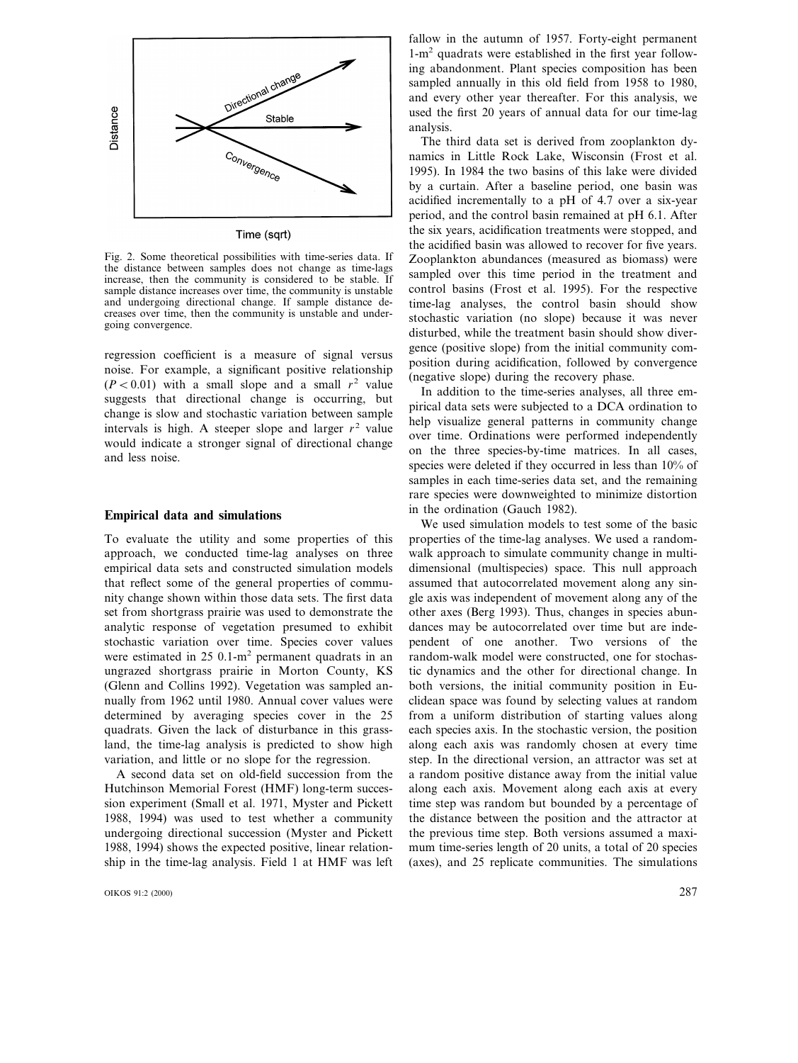Fig. 2. Some theoretical possibilities with time-series data. If the distance between samples does not change as time-lags increase, then the community is considered to be stable. If sample distance increases over time, the community is unstable and undergoing directional change. If sample distance decreases over time, then the community is unstable and undergoing convergence.

regression coefficient is a measure of signal versus noise. For example, a significant positive relationship ($P < 0.01$) with a small slope and a small $r^2$ value suggests that directional change is occurring, but change is slow and stochastic variation between sample intervals is high. A steeper slope and larger $r^2$ value would indicate a stronger signal of directional change and less noise.

## Empirical data and simulations

To evaluate the utility and some properties of this approach, we conducted time-lag analyses on three empirical data sets and constructed simulation models that reflect some of the general properties of community change shown within those data sets. The first data set from shortgrass prairie was used to demonstrate the analytic response of vegetation presumed to exhibit stochastic variation over time. Species cover values were estimated in 25 0.1-$m^2$ permanent quadrats in an ungrazed shortgrass prairie in Morton County, KS (Glenn and Collins 1992). Vegetation was sampled annually from 1962 until 1980. Annual cover values were determined by averaging species cover in the 25 quadrats. Given the lack of disturbance in this grassland, the time-lag analysis is predicted to show high variation, and little or no slope for the regression.

A second data set on old-field succession from the Hutchinson Memorial Forest (HMF) long-term succession experiment (Small et al. 1971, Myster and Pickett 1988, 1994) was used to test whether a community undergoing directional succession (Myster and Pickett 1988, 1994) shows the expected positive, linear relationship in the time-lag analysis. Field 1 at HMF was left fallow in the autumn of 1957. Forty-eight permanent 1-$m^2$ quadrats were established in the first year following abandonment. Plant species composition has been sampled annually in this old field from 1958 to 1980, and every other year thereafter. For this analysis, we used the first 20 years of annual data for our time-lag analysis.

The third data set is derived from zooplankton dynamics in Little Rock Lake, Wisconsin (Frost et al. 1995). In 1984 the two basins of this lake were divided by a curtain. After a baseline period, one basin was acidified incrementally to a pH of 4.7 over a six-year period, and the control basin remained at pH 6.1. After the six years, acidification treatments were stopped, and the acidified basin was allowed to recover for five years. Zooplankton abundances (measured as biomass) were sampled over this time period in the treatment and control basins (Frost et al. 1995). For the respective time-lag analyses, the control basin should show stochastic variation (no slope) because it was never disturbed, while the treatment basin should show divergence (positive slope) from the initial community composition during acidification, followed by convergence (negative slope) during the recovery phase.

In addition to the time-series analyses, all three empirical data sets were subjected to a DCA ordination to help visualize general patterns in community change over time. Ordinations were performed independently on the three species-by-time matrices. In all cases, species were deleted if they occurred in less than 10% of samples in each time-series data set, and the remaining rare species were downweighted to minimize distortion in the ordination (Gauch 1982).

We used simulation models to test some of the basic properties of the time-lag analyses. We used a random-walk approach to simulate community change in multidimensional (multispecies) space. This null approach assumed that autocorrelated movement along any single axis was independent of movement along any of the other axes (Berg 1993). Thus, changes in species abundances may be autocorrelated over time but are independent of one another. Two versions of the random-walk model were constructed, one for stochastic dynamics and the other for directional change. In both versions, the initial community position in Euclidean space was found by selecting values at random from a uniform distribution of starting values along each species axis. In the stochastic version, the position along each axis was randomly chosen at every time step. In the directional version, an attractor was set at a random positive distance away from the initial value along each axis. Movement along each axis at every time step was random but bounded by a percentage of the distance between the position and the attractor at the previous time step. Both versions assumed a maximum time-series length of 20 units, a total of 20 species (axes), and 25 replicate communities. The simulations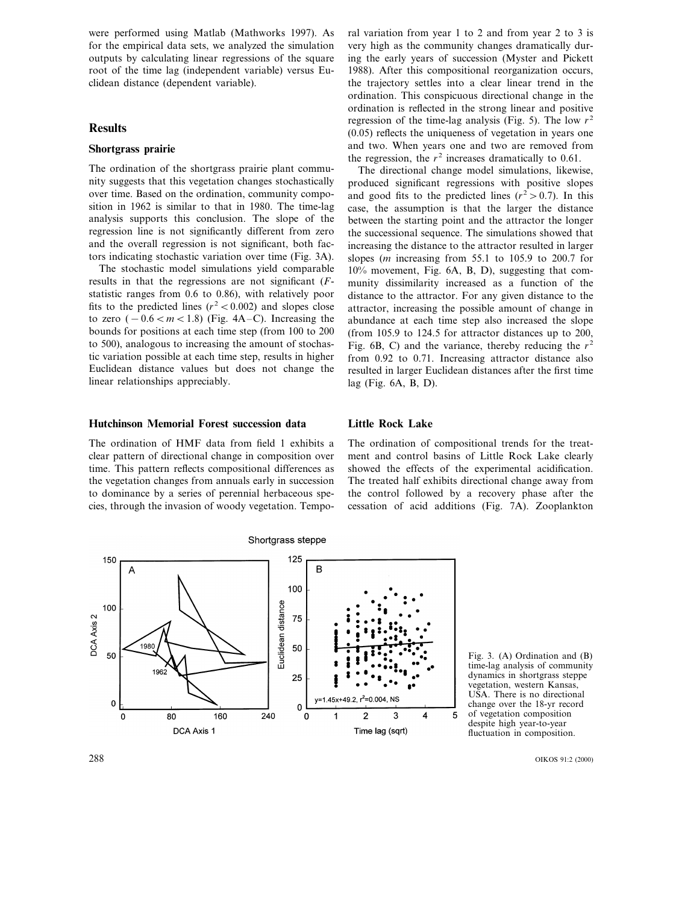were performed using Matlab (Mathworks 1997). As for the empirical data sets, we analyzed the simulation outputs by calculating linear regressions of the square root of the time lag (independent variable) versus Euclidean distance (dependent variable).

## Results

### Shortgrass prairie

The ordination of the shortgrass prairie plant community suggests that this vegetation changes stochastically over time. Based on the ordination, community composition in 1962 is similar to that in 1980. The time-lag analysis supports this conclusion. The slope of the regression line is not significantly different from zero and the overall regression is not significant, both factors indicating stochastic variation over time (Fig. 3A).

The stochastic model simulations yield comparable results in that the regressions are not significant ($F$-statistic ranges from 0.6 to 0.86), with relatively poor fits to the predicted lines ($r^2 < 0.002$) and slopes close to zero ($-0.6 < m < 1.8$) (Fig. 4A–C). Increasing the bounds for positions at each time step (from 100 to 200 to 500), analogous to increasing the amount of stochastic variation possible at each time step, results in higher Euclidean distance values but does not change the linear relationships appreciably.

### Hutchinson Memorial Forest succession data

The ordination of HMF data from field 1 exhibits a clear pattern of directional change in composition over time. This pattern reflects compositional differences as the vegetation changes from annuals early in succession to dominance by a series of perennial herbaceous species, through the invasion of woody vegetation. Temporal variation from year 1 to 2 and from year 2 to 3 is very high as the community changes dramatically during the early years of succession (Myster and Pickett 1988). After this compositional reorganization occurs, the trajectory settles into a clear linear trend in the ordination. This conspicuous directional change in the ordination is reflected in the strong linear and positive regression of the time-lag analysis (Fig. 5). The low $r^2$ (0.05) reflects the uniqueness of vegetation in years one and two. When years one and two are removed from the regression, the $r^2$ increases dramatically to 0.61.

The directional change model simulations, likewise, produced significant regressions with positive slopes and good fits to the predicted lines ($r^2 > 0.7$). In this case, the assumption is that the larger the distance between the starting point and the attractor the longer the successional sequence. The simulations showed that increasing the distance to the attractor resulted in larger slopes ($m$ increasing from 55.1 to 105.9 to 200.7 for 10% movement, Fig. 6A, B, D), suggesting that community dissimilarity increased as a function of the distance to the attractor. For any given distance to the attractor, increasing the possible amount of change in abundance at each time step also increased the slope (from 105.9 to 124.5 for attractor distances up to 200, Fig. 6B, C) and the variance, thereby reducing the $r^2$ from 0.92 to 0.71. Increasing attractor distance also resulted in larger Euclidean distances after the first time lag (Fig. 6A, B, D).

### Little Rock Lake

The ordination of compositional trends for the treatment and control basins of Little Rock Lake clearly showed the effects of the experimental acidification. The treated half exhibits directional change away from the control followed by a recovery phase after the cessation of acid additions (Fig. 7A). Zooplankton

Fig. 3. (A) Ordination and (B) time-lag analysis of community dynamics in shortgrass steppe vegetation, western Kansas, USA. There is no directional change over the 18-yr record of vegetation composition despite high year-to-year fluctuation in composition.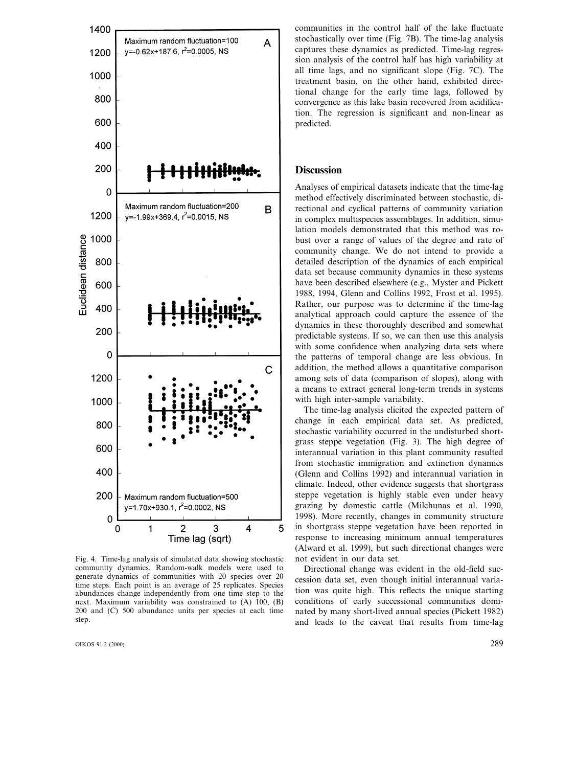Fig. 4. Time-lag analysis of simulated data showing stochastic community dynamics. Random-walk models were used to generate dynamics of communities with 20 species over 20 time steps. Each point is an average of 25 replicates. Species abundances change independently from one time step to the next. Maximum variability was constrained to (A) 100, (B) 200 and (C) 500 abundance units per species at each time step.

communities in the control half of the lake fluctuate stochastically over time (Fig. 7B). The time-lag analysis captures these dynamics as predicted. Time-lag regression analysis of the control half has high variability at all time lags, and no significant slope (Fig. 7C). The treatment basin, on the other hand, exhibited directional change for the early time lags, followed by convergence as this lake basin recovered from acidification. The regression is significant and non-linear as predicted.

## Discussion

Analyses of empirical datasets indicate that the time-lag method effectively discriminated between stochastic, directional and cyclical patterns of community variation in complex multispecies assemblages. In addition, simulation models demonstrated that this method was robust over a range of values of the degree and rate of community change. We do not intend to provide a detailed description of the dynamics of each empirical data set because community dynamics in these systems have been described elsewhere (e.g., Myster and Pickett 1988, 1994, Glenn and Collins 1992, Frost et al. 1995). Rather, our purpose was to determine if the time-lag analytical approach could capture the essence of the dynamics in these thoroughly described and somewhat predictable systems. If so, we can then use this analysis with some confidence when analyzing data sets where the patterns of temporal change are less obvious. In addition, the method allows a quantitative comparison among sets of data (comparison of slopes), along with a means to extract general long-term trends in systems with high inter-sample variability.

The time-lag analysis elicited the expected pattern of change in each empirical data set. As predicted, stochastic variability occurred in the undisturbed shortgrass steppe vegetation (Fig. 3). The high degree of interannual variation in this plant community resulted from stochastic immigration and extinction dynamics (Glenn and Collins 1992) and interannual variation in climate. Indeed, other evidence suggests that shortgrass steppe vegetation is highly stable even under heavy grazing by domestic cattle (Milchunas et al. 1990, 1998). More recently, changes in community structure in shortgrass steppe vegetation have been reported in response to increasing minimum annual temperatures (Alward et al. 1999), but such directional changes were not evident in our data set.

Directional change was evident in the old-field succession data set, even though initial interannual variation was quite high. This reflects the unique starting conditions of early successional communities dominated by many short-lived annual species (Pickett 1982) and leads to the caveat that results from time-lag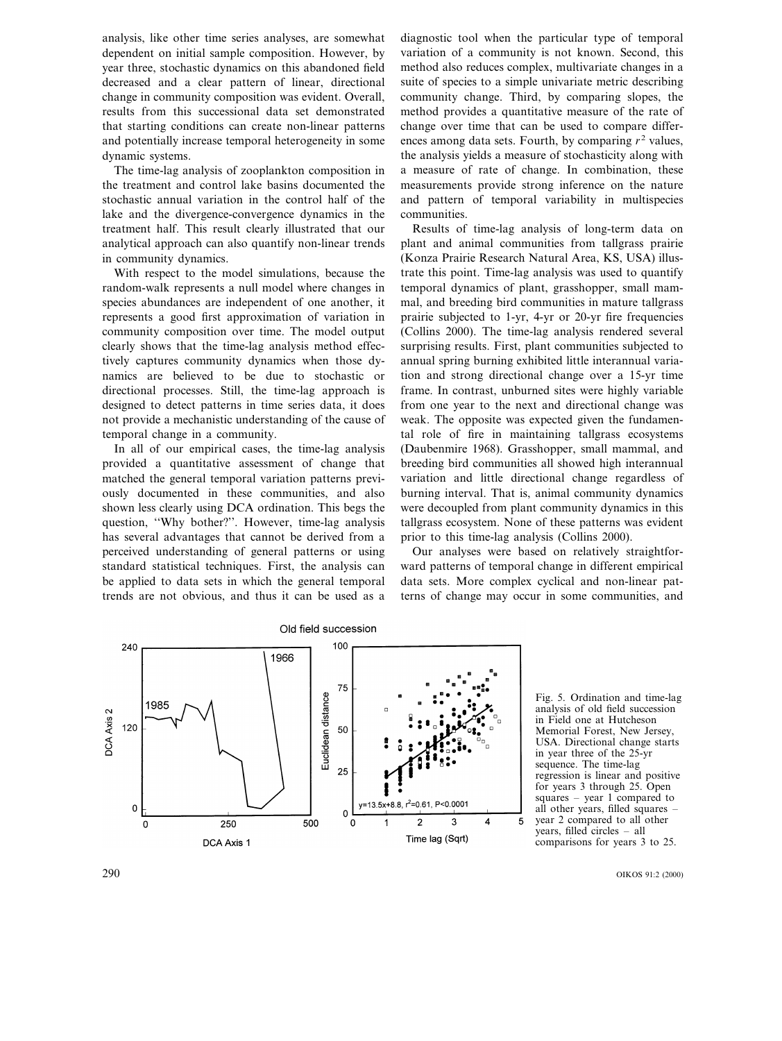analysis, like other time series analyses, are somewhat dependent on initial sample composition. However, by year three, stochastic dynamics on this abandoned field decreased and a clear pattern of linear, directional change in community composition was evident. Overall, results from this successional data set demonstrated that starting conditions can create non-linear patterns and potentially increase temporal heterogeneity in some dynamic systems.

The time-lag analysis of zooplankton composition in the treatment and control lake basins documented the stochastic annual variation in the control half of the lake and the divergence-convergence dynamics in the treatment half. This result clearly illustrated that our analytical approach can also quantify non-linear trends in community dynamics.

With respect to the model simulations, because the random-walk represents a null model where changes in species abundances are independent of one another, it represents a good first approximation of variation in community composition over time. The model output clearly shows that the time-lag analysis method effectively captures community dynamics when those dynamics are believed to be due to stochastic or directional processes. Still, the time-lag approach is designed to detect patterns in time series data, it does not provide a mechanistic understanding of the cause of temporal change in a community.

In all of our empirical cases, the time-lag analysis provided a quantitative assessment of change that matched the general temporal variation patterns previously documented in these communities, and also shown less clearly using DCA ordination. This begs the question, "Why bother?". However, time-lag analysis has several advantages that cannot be derived from a perceived understanding of general patterns or using standard statistical techniques. First, the analysis can be applied to data sets in which the general temporal trends are not obvious, and thus it can be used as a diagnostic tool when the particular type of temporal variation of a community is not known. Second, this method also reduces complex, multivariate changes in a suite of species to a simple univariate metric describing community change. Third, by comparing slopes, the method provides a quantitative measure of the rate of change over time that can be used to compare differences among data sets. Fourth, by comparing $r^2$ values, the analysis yields a measure of stochasticity along with a measure of rate of change. In combination, these measurements provide strong inference on the nature and pattern of temporal variability in multispecies communities.

Results of time-lag analysis of long-term data on plant and animal communities from tallgrass prairie (Konza Prairie Research Natural Area, KS, USA) illustrate this point. Time-lag analysis was used to quantify temporal dynamics of plant, grasshopper, small mammal, and breeding bird communities in mature tallgrass prairie subjected to 1-yr, 4-yr or 20-yr fire frequencies (Collins 2000). The time-lag analysis rendered several surprising results. First, plant communities subjected to annual spring burning exhibited little interannual variation and strong directional change over a 15-yr time frame. In contrast, unburned sites were highly variable from one year to the next and directional change was weak. The opposite was expected given the fundamental role of fire in maintaining tallgrass ecosystems (Daubenmire 1968). Grasshopper, small mammal, and breeding bird communities all showed high interannual variation and little directional change regardless of burning interval. That is, animal community dynamics were decoupled from plant community dynamics in this tallgrass ecosystem. None of these patterns was evident prior to this time-lag analysis (Collins 2000).

Our analyses were based on relatively straightforward patterns of temporal change in different empirical data sets. More complex cyclical and non-linear patterns of change may occur in some communities, and

Old field succession

DCA Axis 2
DCA Axis 1
240
120
0
0
250
500
1966
1985

Euclidean distance
Time lag (Sqrt)
100
75
50
25
0
0
1
2
3
4
5
$y=13.5x+8.8$, $r^2=0.61$, $P<0.0001$

Fig. 5. Ordination and time-lag analysis of old field succession in Field one at Hutcheson Memorial Forest, New Jersey, USA. Directional change starts in year three of the 25-yr sequence. The time-lag regression is linear and positive for years 3 through 25. Open squares – year 1 compared to all other years, filled squares – year 2 compared to all other years, filled circles – all comparisons for years 3 to 25.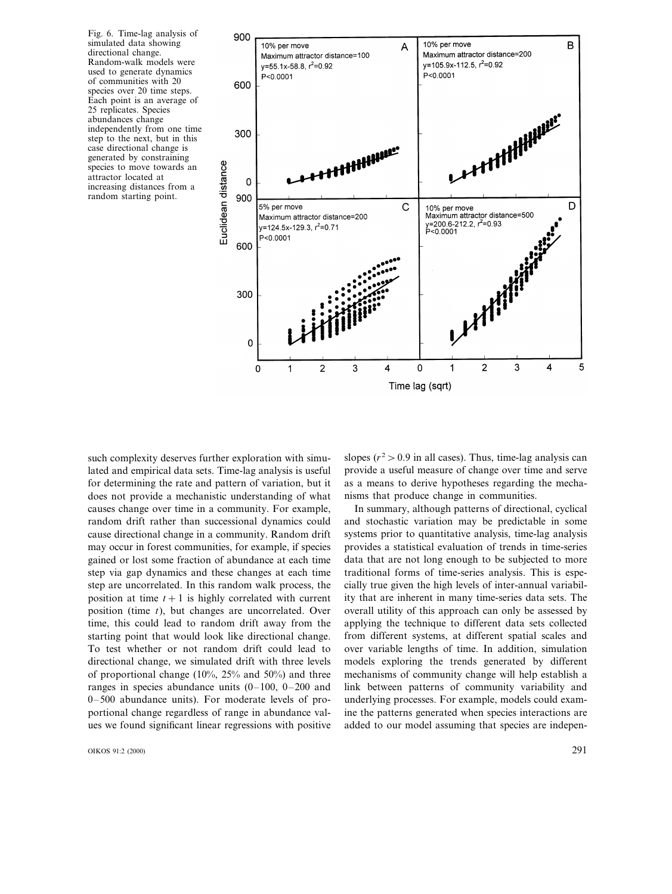Fig. 6. Time-lag analysis of simulated data showing directional change. Random-walk models were used to generate dynamics of communities with 20 species over 20 time steps. Each point is an average of 25 replicates. Species abundances change independently from one time step to the next, but in this case directional change is generated by constraining species to move towards an attractor located at increasing distances from a random starting point.

such complexity deserves further exploration with simulated and empirical data sets. Time-lag analysis is useful for determining the rate and pattern of variation, but it does not provide a mechanistic understanding of what causes change over time in a community. For example, random drift rather than successional dynamics could cause directional change in a community. Random drift may occur in forest communities, for example, if species gained or lost some fraction of abundance at each time step via gap dynamics and these changes at each time step are uncorrelated. In this random walk process, the position at time $t+1$ is highly correlated with current position (time $t$), but changes are uncorrelated. Over time, this could lead to random drift away from the starting point that would look like directional change. To test whether or not random drift could lead to directional change, we simulated drift with three levels of proportional change (10%, 25% and 50%) and three ranges in species abundance units (0–100, 0–200 and 0–500 abundance units). For moderate levels of proportional change regardless of range in abundance values we found significant linear regressions with positive slopes ($r^2 > 0.9$ in all cases). Thus, time-lag analysis can provide a useful measure of change over time and serve as a means to derive hypotheses regarding the mechanisms that produce change in communities.

In summary, although patterns of directional, cyclical and stochastic variation may be predictable in some systems prior to quantitative analysis, time-lag analysis provides a statistical evaluation of trends in time-series data that are not long enough to be subjected to more traditional forms of time-series analysis. This is especially true given the high levels of inter-annual variability that are inherent in many time-series data sets. The overall utility of this approach can only be assessed by applying the technique to different data sets collected from different systems, at different spatial scales and over variable lengths of time. In addition, simulation models exploring the trends generated by different mechanisms of community change will help establish a link between patterns of community variability and underlying processes. For example, models could examine the patterns generated when species interactions are added to our model assuming that species are indepen-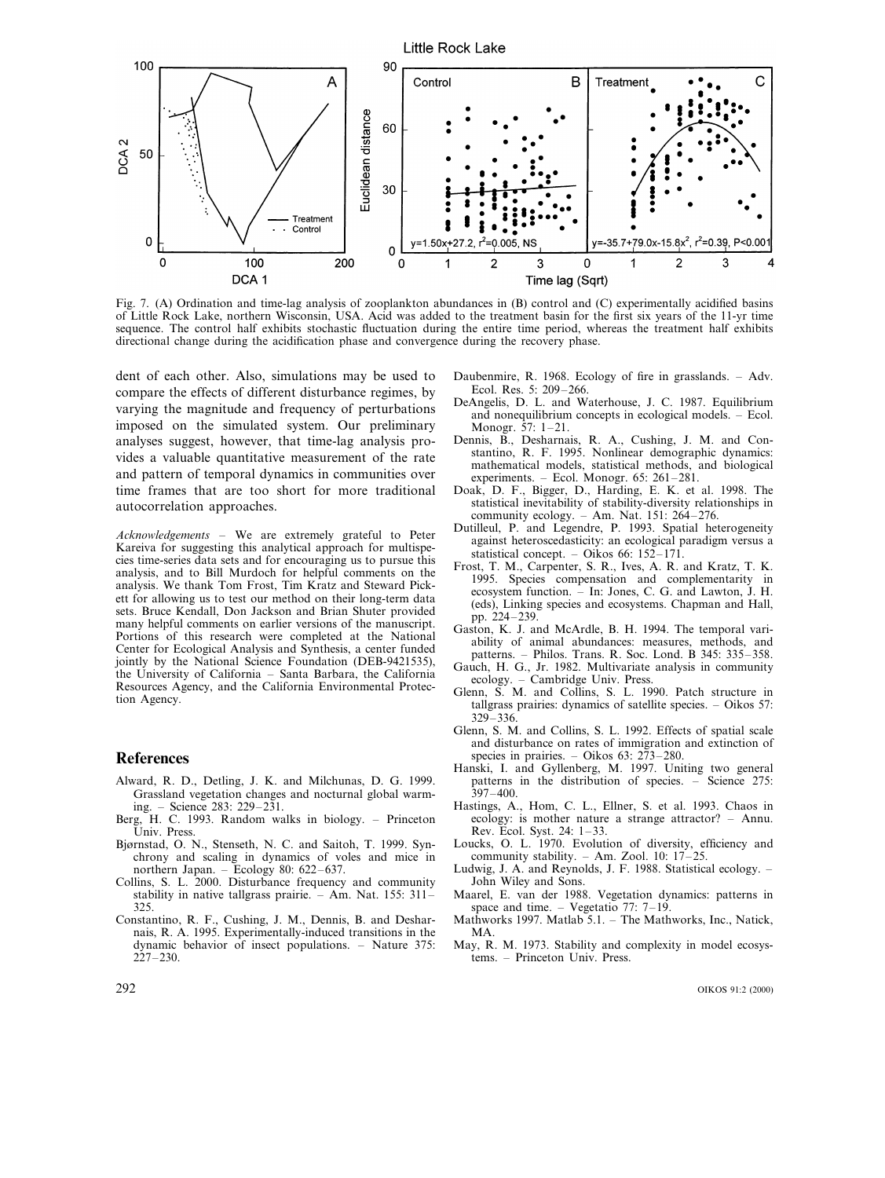Fig. 7. (A) Ordination and time-lag analysis of zooplankton abundances in (B) control and (C) experimentally acidified basins of Little Rock Lake, northern Wisconsin, USA. Acid was added to the treatment basin for the first six years of the 11-yr time sequence. The control half exhibits stochastic fluctuation during the entire time period, whereas the treatment half exhibits directional change during the acidification phase and convergence during the recovery phase.

dent of each other. Also, simulations may be used to compare the effects of different disturbance regimes, by varying the magnitude and frequency of perturbations imposed on the simulated system. Our preliminary analyses suggest, however, that time-lag analysis provides a valuable quantitative measurement of the rate and pattern of temporal dynamics in communities over time frames that are too short for more traditional autocorrelation approaches.

*Acknowledgements* – We are extremely grateful to Peter Kareiva for suggesting this analytical approach for multispecies time-series data sets and for encouraging us to pursue this analysis, and to Bill Murdoch for helpful comments on the analysis. We thank Tom Frost, Tim Kratz and Steward Pickett for allowing us to test our method on their long-term data sets. Bruce Kendall, Don Jackson and Brian Shuter provided many helpful comments on earlier versions of the manuscript. Portions of this research were completed at the National Center for Ecological Analysis and Synthesis, a center funded jointly by the National Science Foundation (DEB-9421535), the University of California – Santa Barbara, the California Resources Agency, and the California Environmental Protection Agency.

## References

Alward, R. D., Detling, J. K. and Milchunas, D. G. 1999. Grassland vegetation changes and nocturnal global warming. – Science 283: 229–231.

Berg, H. C. 1993. Random walks in biology. – Princeton Univ. Press.

Bjørnstad, O. N., Stenseth, N. C. and Saitoh, T. 1999. Synchrony and scaling in dynamics of voles and mice in northern Japan. – Ecology 80: 622–637.

Collins, S. L. 2000. Disturbance frequency and community stability in native tallgrass prairie. – Am. Nat. 155: 311–325.

Constantino, R. F., Cushing, J. M., Dennis, B. and Desharnais, R. A. 1995. Experimentally-induced transitions in the dynamic behavior of insect populations. – Nature 375: 227–230.

Daubenmire, R. 1968. Ecology of fire in grasslands. – Adv. Ecol. Res. 5: 209–266.

DeAngelis, D. L. and Waterhouse, J. C. 1987. Equilibrium and nonequilibrium concepts in ecological models. – Ecol. Monogr. 57: 1–21.

Dennis, B., Desharnais, R. A., Cushing, J. M. and Constantino, R. F. 1995. Nonlinear demographic dynamics: mathematical models, statistical methods, and biological experiments. – Ecol. Monogr. 65: 261–281.

Doak, D. F., Bigger, D., Harding, E. K. et al. 1998. The statistical inevitability of stability-diversity relationships in community ecology. – Am. Nat. 151: 264–276.

Dutilleul, P. and Legendre, P. 1993. Spatial heterogeneity against heteroscedasticity: an ecological paradigm versus a statistical concept. – Oikos 66: 152–171.

Frost, T. M., Carpenter, S. R., Ives, A. R. and Kratz, T. K. 1995. Species compensation and complementarity in ecosystem function. – In: Jones, C. G. and Lawton, J. H. (eds), Linking species and ecosystems. Chapman and Hall, pp. 224–239.

Gaston, K. J. and McArdle, B. H. 1994. The temporal variability of animal abundances: measures, methods, and patterns. – Philos. Trans. R. Soc. Lond. B 345: 335–358.

Gauch, H. G., Jr. 1982. Multivariate analysis in community ecology. – Cambridge Univ. Press.

Glenn, S. M. and Collins, S. L. 1990. Patch structure in tallgrass prairies: dynamics of satellite species. – Oikos 57: 329–336.

Glenn, S. M. and Collins, S. L. 1992. Effects of spatial scale and disturbance on rates of immigration and extinction of species in prairies. – Oikos 63: 273–280.

Hanski, I. and Gyllenberg, M. 1997. Uniting two general patterns in the distribution of species. – Science 275: 397–400.

Hastings, A., Hom, C. L., Ellner, S. et al. 1993. Chaos in ecology: is mother nature a strange attractor? – Annu. Rev. Ecol. Syst. 24: 1–33.

Loucks, O. L. 1970. Evolution of diversity, efficiency and community stability. – Am. Zool. 10: 17–25.

Ludwig, J. A. and Reynolds, J. F. 1988. Statistical ecology. – John Wiley and Sons.

Maarel, E. van der 1988. Vegetation dynamics: patterns in space and time. – Vegetatio 77: 7–19.

Mathworks 1997. Matlab 5.1. – The Mathworks, Inc., Natick, MA.

May, R. M. 1973. Stability and complexity in model ecosystems. – Princeton Univ. Press.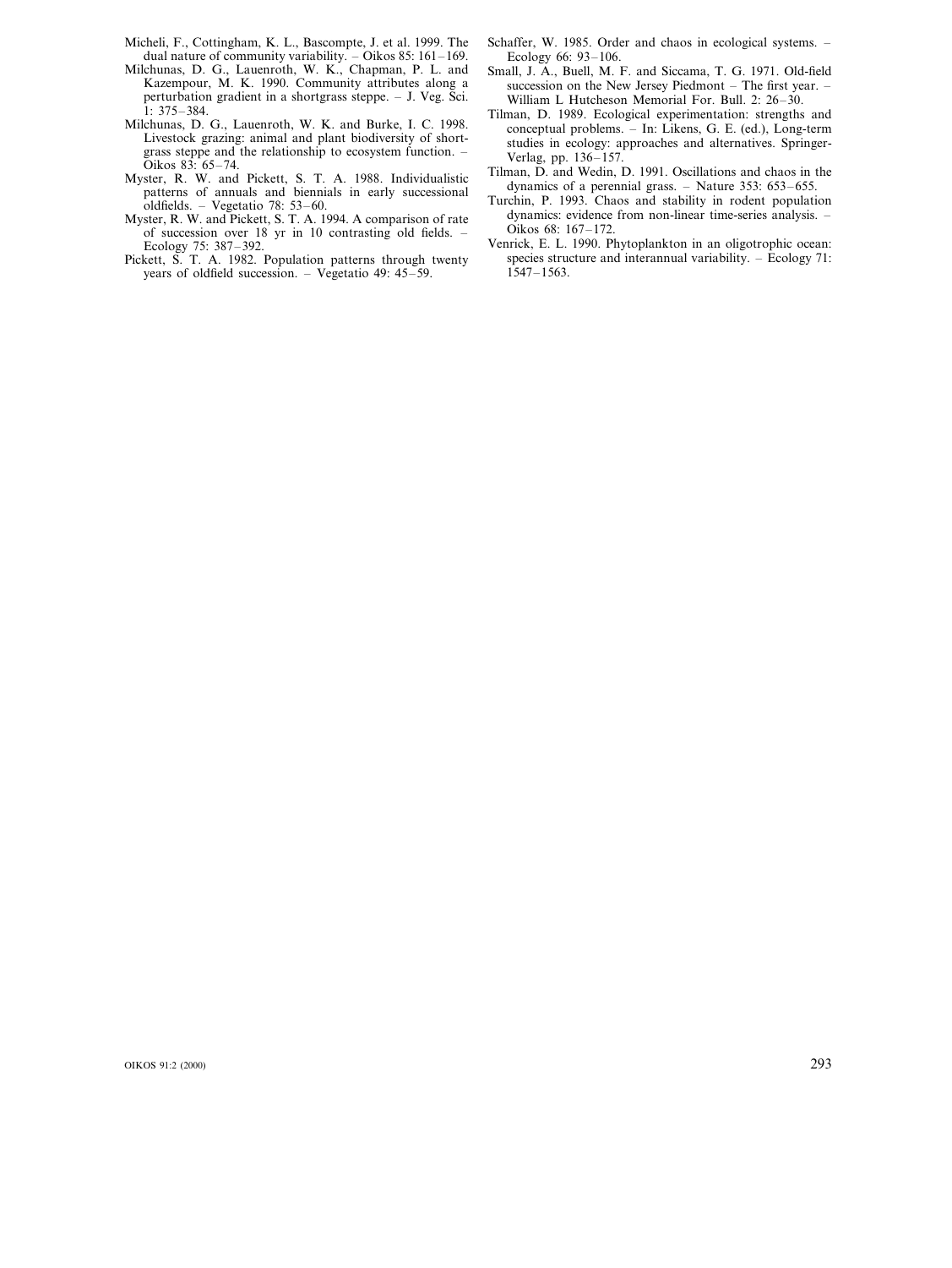Micheli, F., Cottingham, K. L., Bascompte, J. et al. 1999. The dual nature of community variability. – Oikos 85: 161–169.

Milchunas, D. G., Lauenroth, W. K., Chapman, P. L. and Kazempour, M. K. 1990. Community attributes along a perturbation gradient in a shortgrass steppe. – J. Veg. Sci. 1: 375–384.

Milchunas, D. G., Lauenroth, W. K. and Burke, I. C. 1998. Livestock grazing: animal and plant biodiversity of shortgrass steppe and the relationship to ecosystem function. – Oikos 83: 65–74.

Myster, R. W. and Pickett, S. T. A. 1988. Individualistic patterns of annuals and biennials in early successional oldfields. – Vegetatio 78: 53–60.

Myster, R. W. and Pickett, S. T. A. 1994. A comparison of rate of succession over 18 yr in 10 contrasting old fields. – Ecology 75: 387–392.

Pickett, S. T. A. 1982. Population patterns through twenty years of oldfield succession. – Vegetatio 49: 45–59.

Schaffer, W. 1985. Order and chaos in ecological systems. – Ecology 66: 93–106.

Small, J. A., Buell, M. F. and Siccama, T. G. 1971. Old-field succession on the New Jersey Piedmont – The first year. – William L Hutcheson Memorial For. Bull. 2: 26–30.

Tilman, D. 1989. Ecological experimentation: strengths and conceptual problems. – In: Likens, G. E. (ed.), Long-term studies in ecology: approaches and alternatives. Springer-Verlag, pp. 136–157.

Tilman, D. and Wedin, D. 1991. Oscillations and chaos in the dynamics of a perennial grass. – Nature 353: 653–655.

Turchin, P. 1993. Chaos and stability in rodent population dynamics: evidence from non-linear time-series analysis. – Oikos 68: 167–172.

Venrick, E. L. 1990. Phytoplankton in an oligotrophic ocean: species structure and interannual variability. – Ecology 71: 1547–1563.